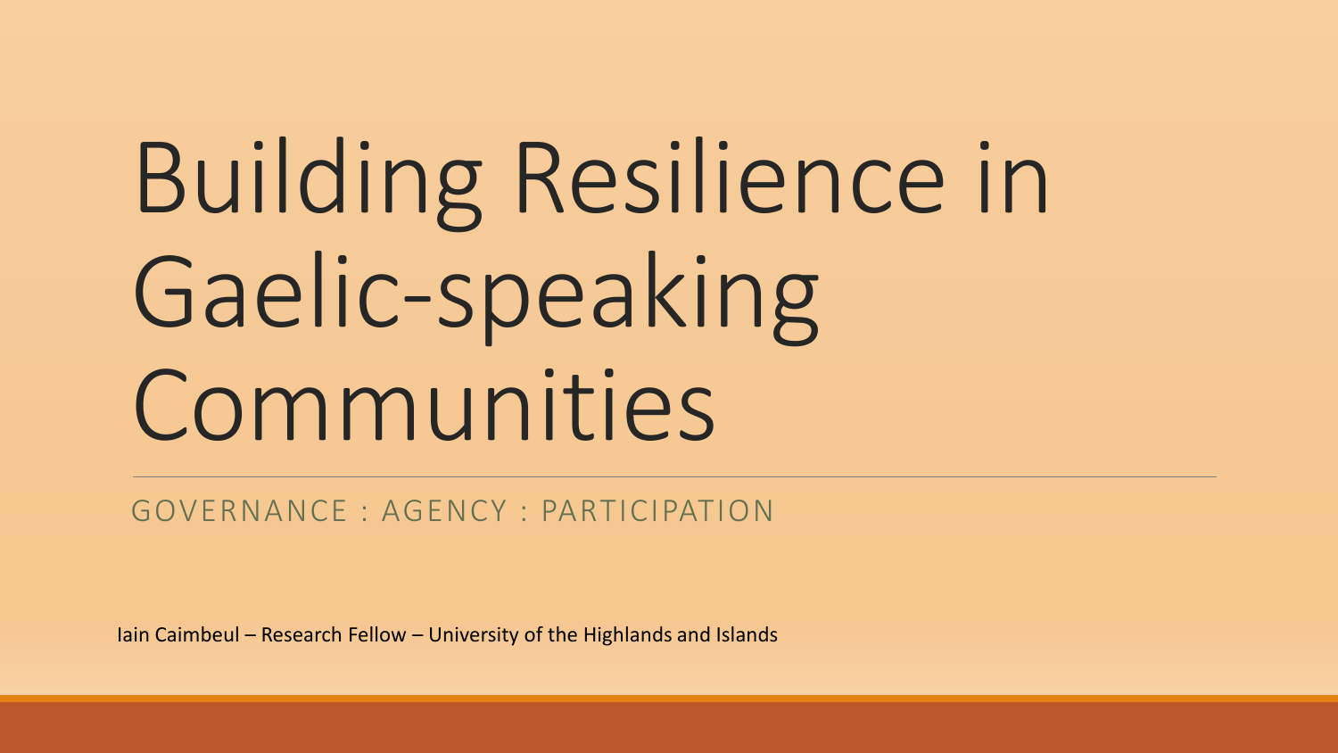# Building Resilience in Gaelic-speaking Communities

GOVERNANCE : AGENCY : PARTICIPATION

Iain Caimbeul – Research Fellow – University of the Highlands and Islands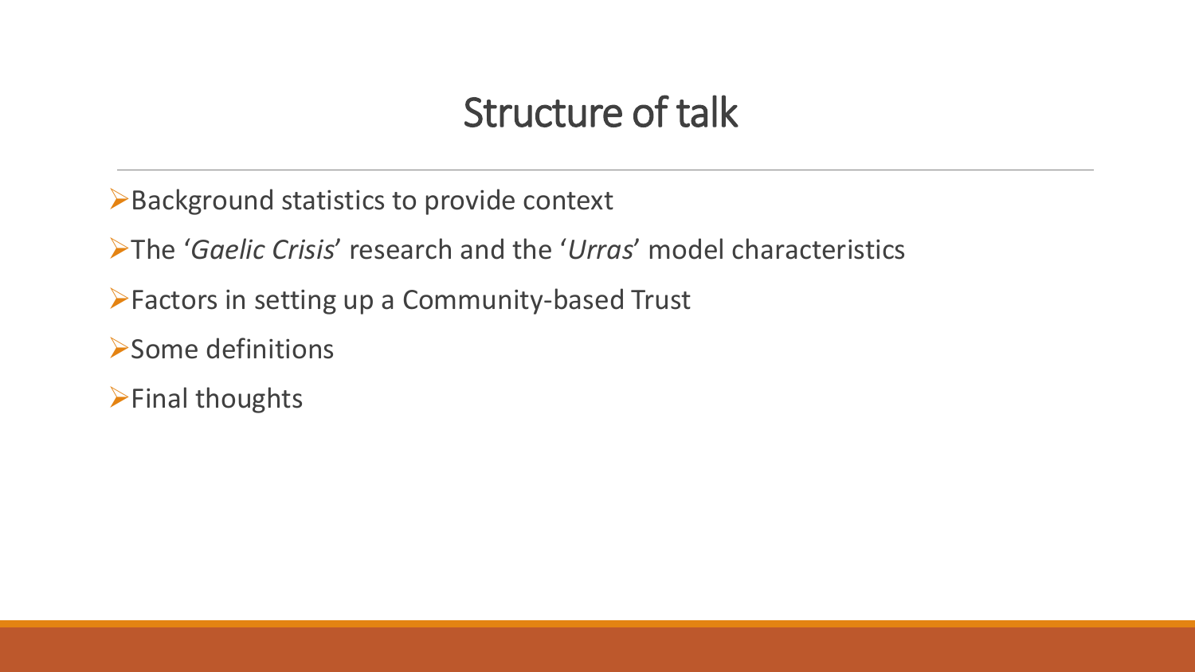# Structure of talk

- Background statistics to provide context
- The '*Gaelic Crisis*' research and the '*Urras*' model characteristics
- Factors in setting up a Community-based Trust
- Some definitions
- Final thoughts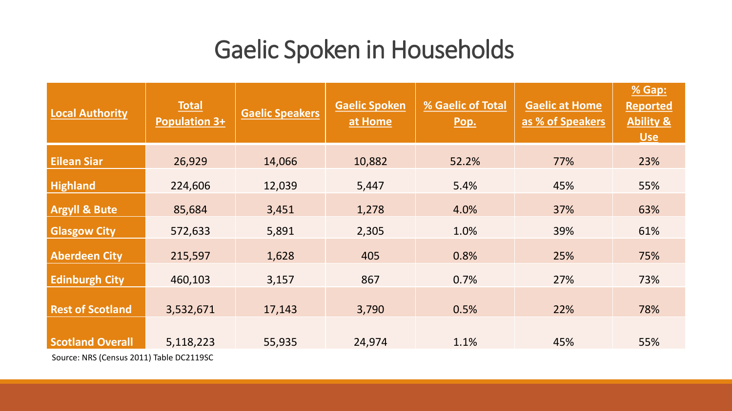# Gaelic Spoken in Households

| Local Authority | Total Population 3+ | Gaelic Speakers | Gaelic Spoken at Home | % Gaelic of Total Pop. | Gaelic at Home as % of Speakers | % Gap: Reported Ability & Use |
|---|---|---|---|---|---|---|
| Eilean Siar | 26,929 | 14,066 | 10,882 | 52.2% | 77% | 23% |
| Highland | 224,606 | 12,039 | 5,447 | 5.4% | 45% | 55% |
| Argyll & Bute | 85,684 | 3,451 | 1,278 | 4.0% | 37% | 63% |
| Glasgow City | 572,633 | 5,891 | 2,305 | 1.0% | 39% | 61% |
| Aberdeen City | 215,597 | 1,628 | 405 | 0.8% | 25% | 75% |
| Edinburgh City | 460,103 | 3,157 | 867 | 0.7% | 27% | 73% |
| Rest of Scotland | 3,532,671 | 17,143 | 3,790 | 0.5% | 22% | 78% |
| Scotland Overall | 5,118,223 | 55,935 | 24,974 | 1.1% | 45% | 55% |

Source: NRS (Census 2011) Table DC2119SC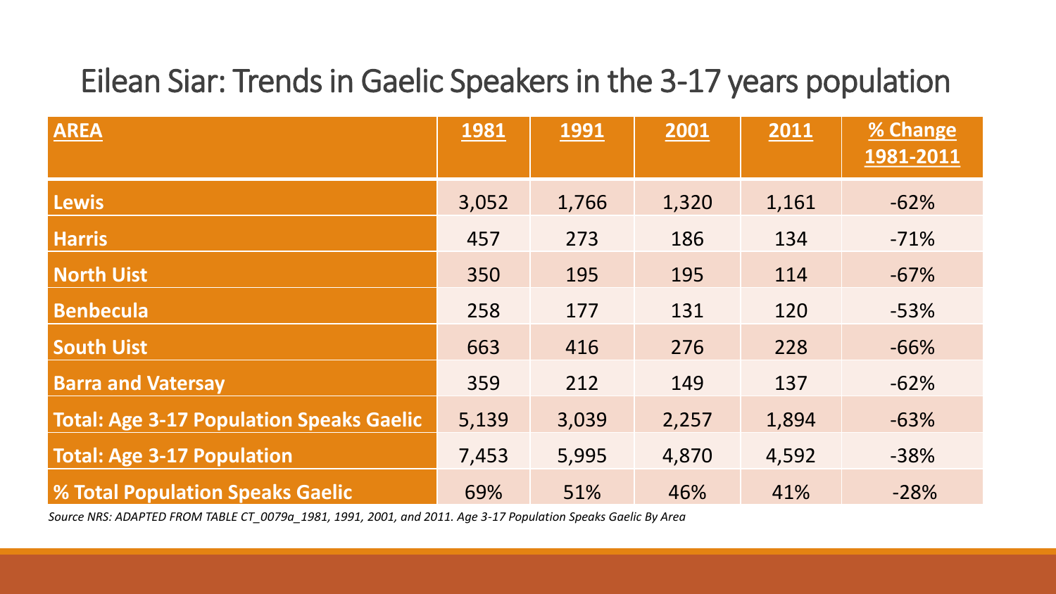# Eilean Siar: Trends in Gaelic Speakers in the 3-17 years population

| AREA | 1981 | 1991 | 2001 | 2011 | % Change 1981-2011 |
|---|---|---|---|---|---|
| **Lewis** | 3,052 | 1,766 | 1,320 | 1,161 | -62% |
| **Harris** | 457 | 273 | 186 | 134 | -71% |
| **North Uist** | 350 | 195 | 195 | 114 | -67% |
| **Benbecula** | 258 | 177 | 131 | 120 | -53% |
| **South Uist** | 663 | 416 | 276 | 228 | -66% |
| **Barra and Vatersay** | 359 | 212 | 149 | 137 | -62% |
| **Total: Age 3-17 Population Speaks Gaelic** | 5,139 | 3,039 | 2,257 | 1,894 | -63% |
| **Total: Age 3-17 Population** | 7,453 | 5,995 | 4,870 | 4,592 | -38% |
| **% Total Population Speaks Gaelic** | 69% | 51% | 46% | 41% | -28% |

*Source NRS: ADAPTED FROM TABLE CT_0079a_1981, 1991, 2001, and 2011. Age 3-17 Population Speaks Gaelic By Area*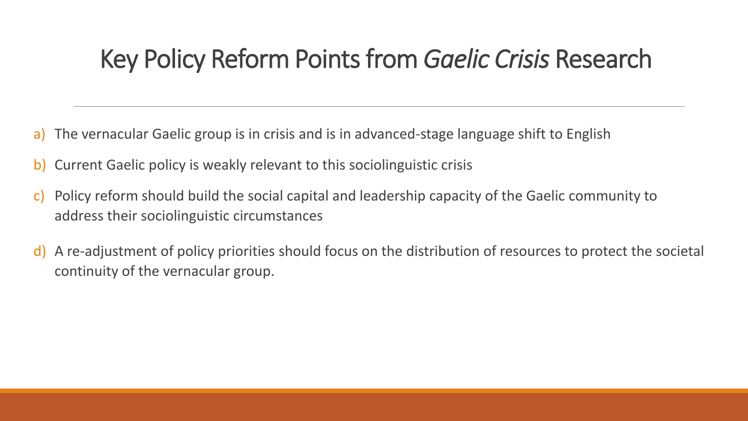# Key Policy Reform Points from *Gaelic Crisis* Research

a) The vernacular Gaelic group is in crisis and is in advanced-stage language shift to English

b) Current Gaelic policy is weakly relevant to this sociolinguistic crisis

c) Policy reform should build the social capital and leadership capacity of the Gaelic community to address their sociolinguistic circumstances

d) A re-adjustment of policy priorities should focus on the distribution of resources to protect the societal continuity of the vernacular group.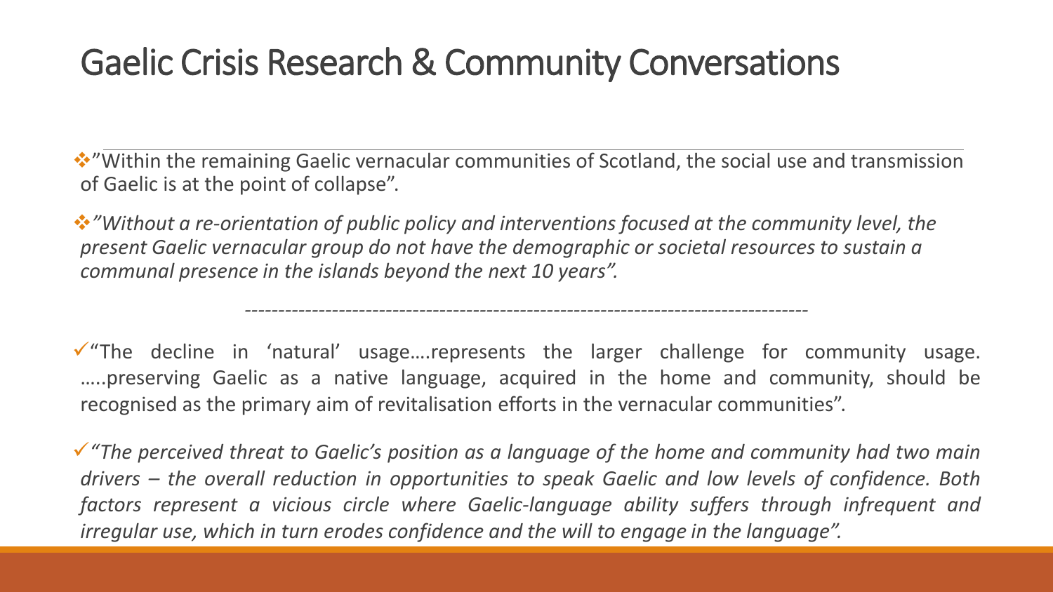# Gaelic Crisis Research & Community Conversations

- ”Within the remaining Gaelic vernacular communities of Scotland, the social use and transmission of Gaelic is at the point of collapse”.
- *”Without a re-orientation of public policy and interventions focused at the community level, the present Gaelic vernacular group do not have the demographic or societal resources to sustain a communal presence in the islands beyond the next 10 years”.*

-----------------------------------------------------------------------------------

- “The decline in ‘natural’ usage….represents the larger challenge for community usage. …..preserving Gaelic as a native language, acquired in the home and community, should be recognised as the primary aim of revitalisation efforts in the vernacular communities”.
- *“The perceived threat to Gaelic’s position as a language of the home and community had two main drivers – the overall reduction in opportunities to speak Gaelic and low levels of confidence. Both factors represent a vicious circle where Gaelic-language ability suffers through infrequent and irregular use, which in turn erodes confidence and the will to engage in the language”.*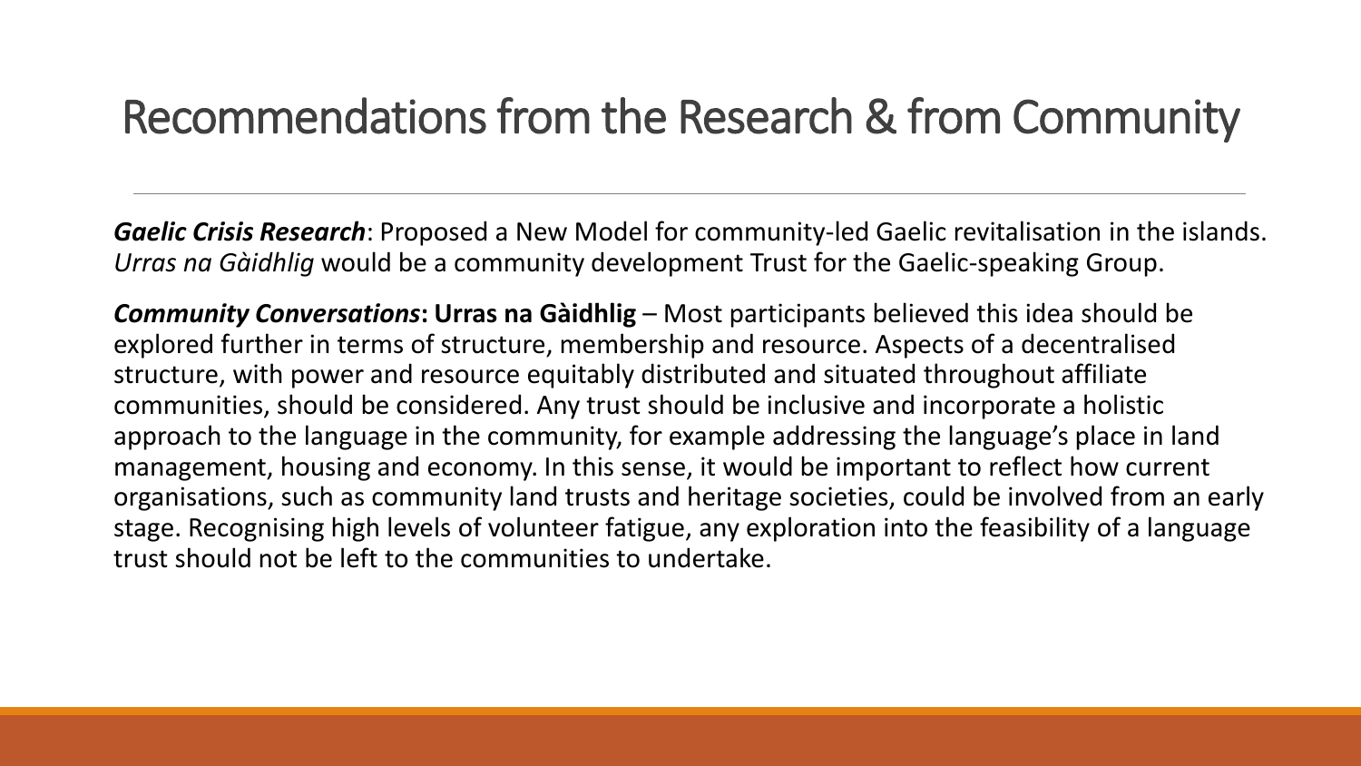# Recommendations from the Research & from Community

***Gaelic Crisis Research***: Proposed a New Model for community-led Gaelic revitalisation in the islands. *Urras na Gàidhlig* would be a community development Trust for the Gaelic-speaking Group.

***Community Conversations*: Urras na Gàidhlig** – Most participants believed this idea should be explored further in terms of structure, membership and resource. Aspects of a decentralised structure, with power and resource equitably distributed and situated throughout affiliate communities, should be considered. Any trust should be inclusive and incorporate a holistic approach to the language in the community, for example addressing the language's place in land management, housing and economy. In this sense, it would be important to reflect how current organisations, such as community land trusts and heritage societies, could be involved from an early stage. Recognising high levels of volunteer fatigue, any exploration into the feasibility of a language trust should not be left to the communities to undertake.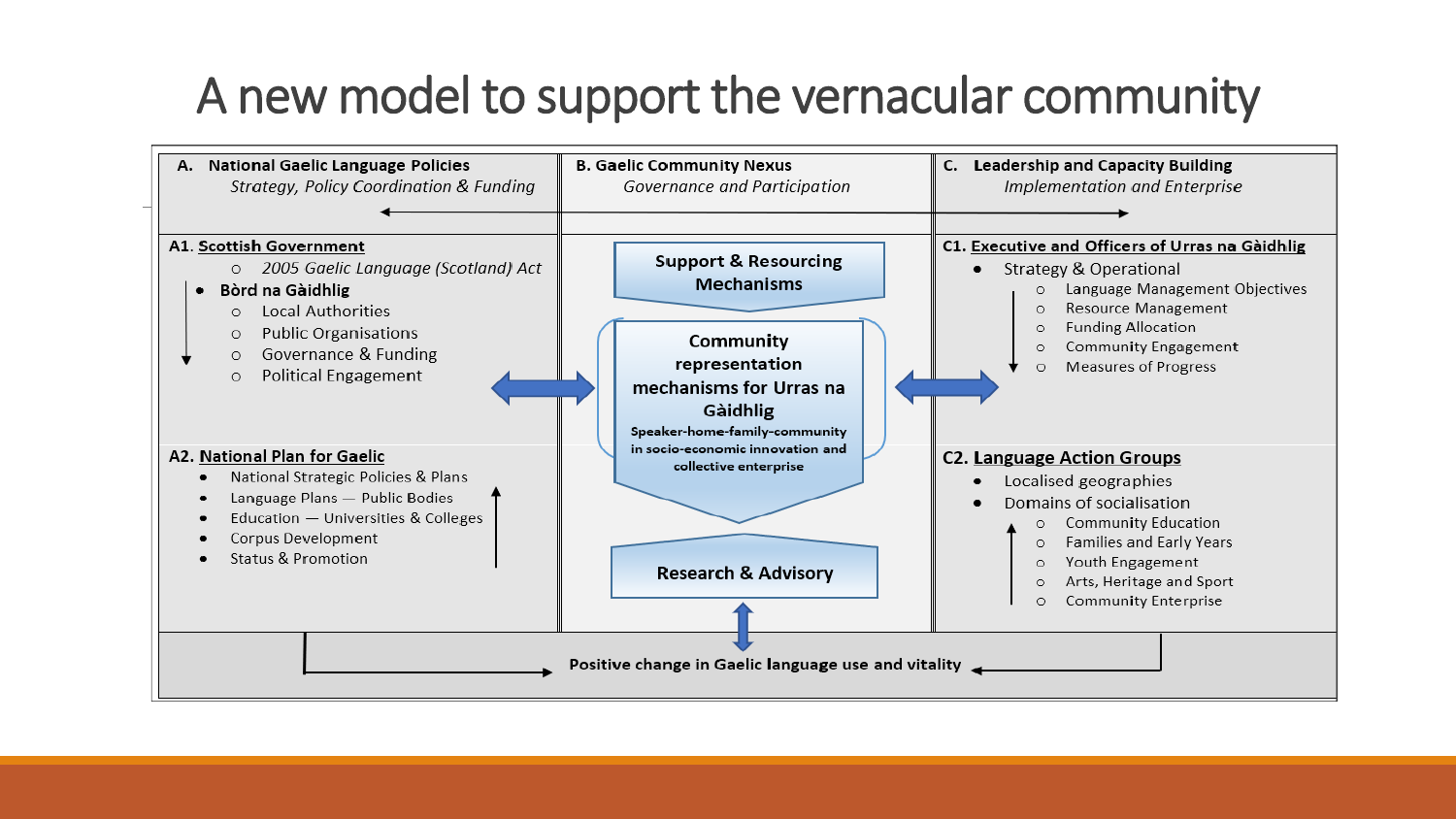# A new model to support the vernacular community

**A. National Gaelic Language Policies**
*Strategy, Policy Coordination & Funding*

**B. Gaelic Community Nexus**
*Governance and Participation*

**C. Leadership and Capacity Building**
*Implementation and Enterprise*

**A1. Scottish Government**

- *2005 Gaelic Language (Scotland) Act*
- **Bòrd na Gàidhlig**
  - Local Authorities
  - Public Organisations
  - Governance & Funding
  - Political Engagement

**A2. National Plan for Gaelic**

- National Strategic Policies & Plans
- Language Plans — Public Bodies
- Education — Universities & Colleges
- Corpus Development
- Status & Promotion

**Support & Resourcing Mechanisms**

**Community representation mechanisms for Urras na Gàidhlig**

**Speaker-home-family-community in socio-economic innovation and collective enterprise**

**Research & Advisory**

**C1. Executive and Officers of Urras na Gàidhlig**

- Strategy & Operational
  - Language Management Objectives
  - Resource Management
  - Funding Allocation
  - Community Engagement
  - Measures of Progress

**C2. Language Action Groups**

- Localised geographies
- Domains of socialisation
  - Community Education
  - Families and Early Years
  - Youth Engagement
  - Arts, Heritage and Sport
  - Community Enterprise

**Positive change in Gaelic language use and vitality**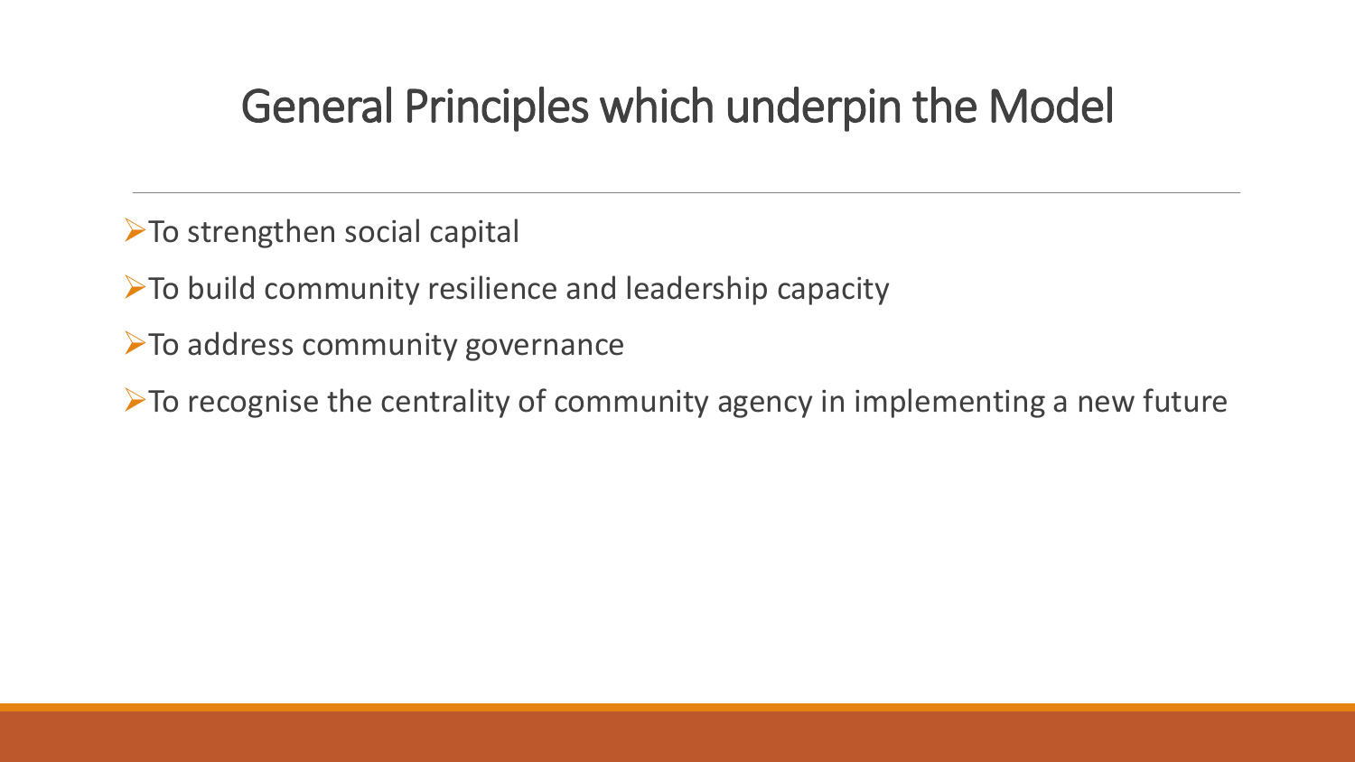# General Principles which underpin the Model

- To strengthen social capital
- To build community resilience and leadership capacity
- To address community governance
- To recognise the centrality of community agency in implementing a new future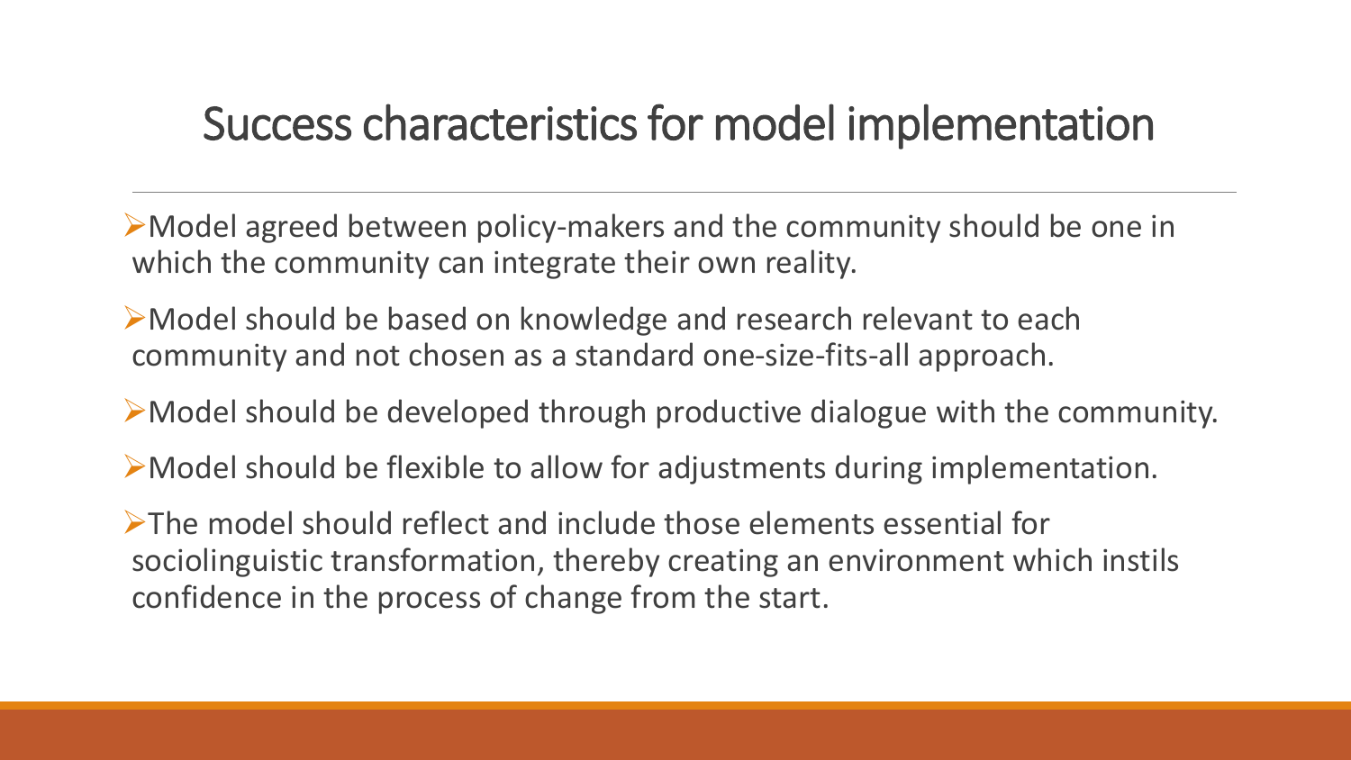# Success characteristics for model implementation

- Model agreed between policy-makers and the community should be one in which the community can integrate their own reality.
- Model should be based on knowledge and research relevant to each community and not chosen as a standard one-size-fits-all approach.
- Model should be developed through productive dialogue with the community.
- Model should be flexible to allow for adjustments during implementation.
- The model should reflect and include those elements essential for sociolinguistic transformation, thereby creating an environment which instils confidence in the process of change from the start.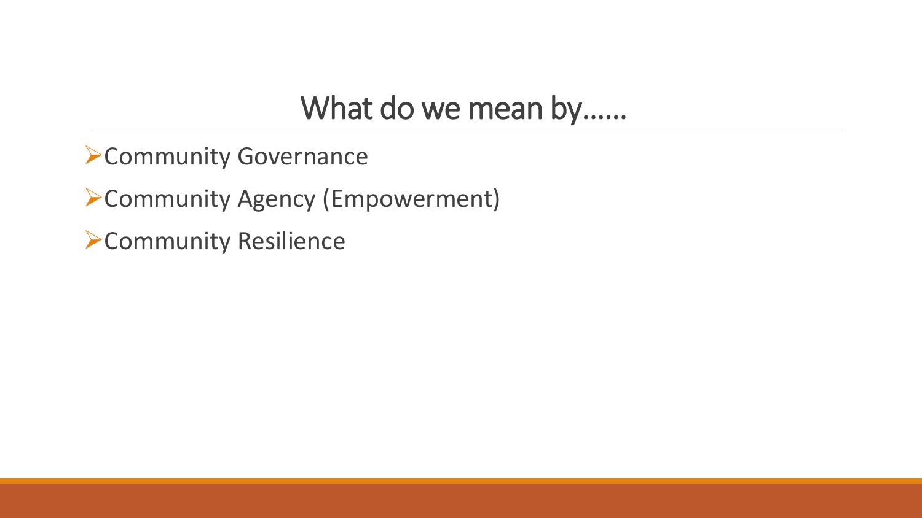# What do we mean by……

- Community Governance
- Community Agency (Empowerment)
- Community Resilience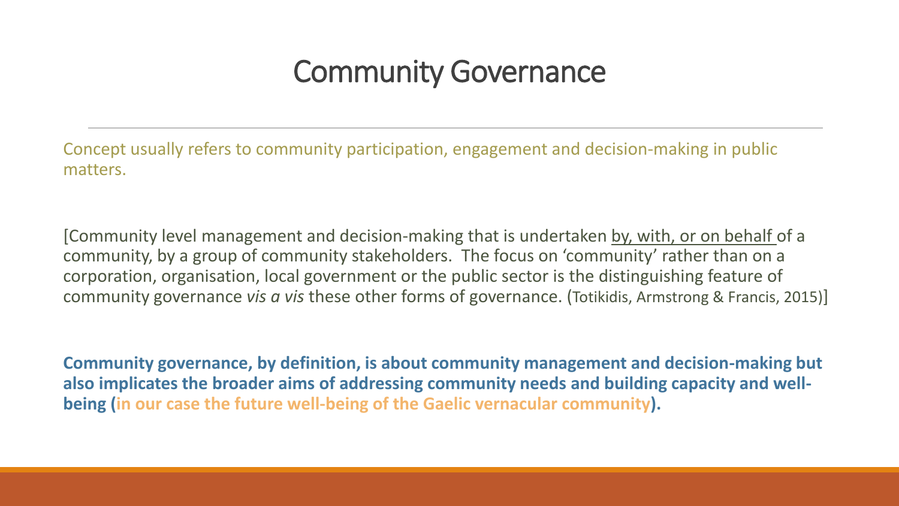# Community Governance

Concept usually refers to community participation, engagement and decision-making in public matters.

[Community level management and decision-making that is undertaken by, with, or on behalf of a community, by a group of community stakeholders. The focus on 'community' rather than on a corporation, organisation, local government or the public sector is the distinguishing feature of community governance *vis a vis* these other forms of governance. (Totikidis, Armstrong & Francis, 2015)]

**Community governance, by definition, is about community management and decision-making but also implicates the broader aims of addressing community needs and building capacity and well-being (in our case the future well-being of the Gaelic vernacular community).**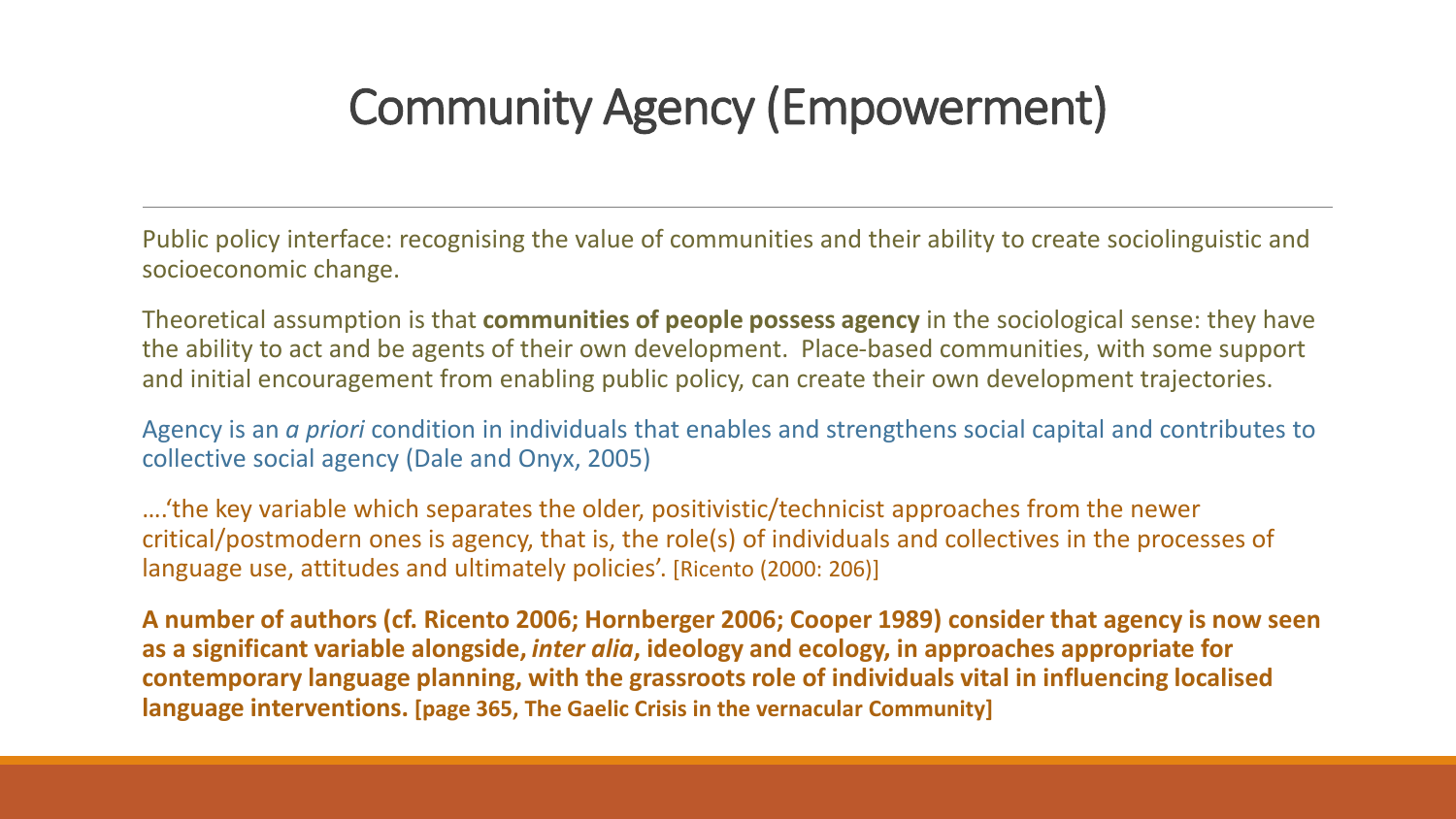# Community Agency (Empowerment)

Public policy interface: recognising the value of communities and their ability to create sociolinguistic and socioeconomic change.

Theoretical assumption is that **communities of people possess agency** in the sociological sense: they have the ability to act and be agents of their own development. Place-based communities, with some support and initial encouragement from enabling public policy, can create their own development trajectories.

Agency is an *a priori* condition in individuals that enables and strengthens social capital and contributes to collective social agency (Dale and Onyx, 2005)

….'the key variable which separates the older, positivistic/technicist approaches from the newer critical/postmodern ones is agency, that is, the role(s) of individuals and collectives in the processes of language use, attitudes and ultimately policies'. [Ricento (2000: 206)]

**A number of authors (cf. Ricento 2006; Hornberger 2006; Cooper 1989) consider that agency is now seen as a significant variable alongside, *inter alia*, ideology and ecology, in approaches appropriate for contemporary language planning, with the grassroots role of individuals vital in influencing localised language interventions. [page 365, The Gaelic Crisis in the vernacular Community]**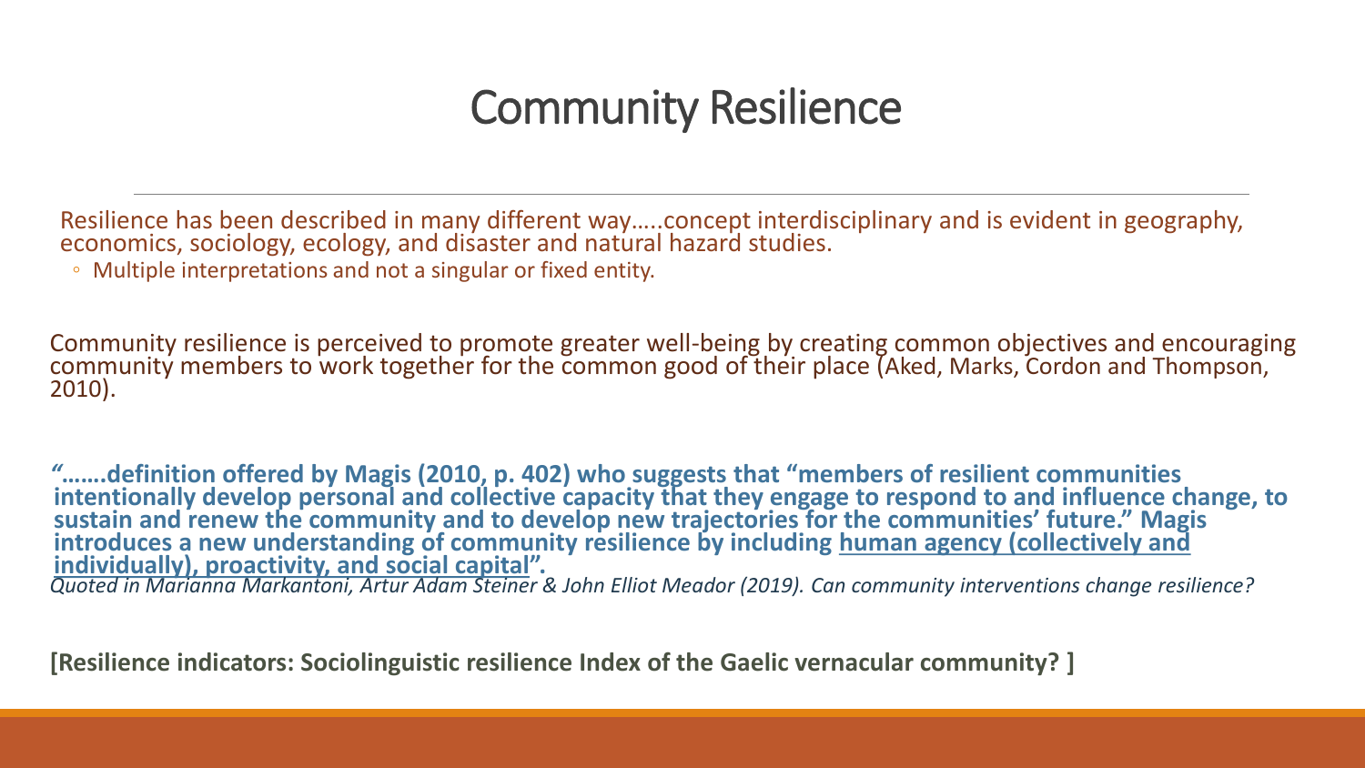# Community Resilience

Resilience has been described in many different way…..concept interdisciplinary and is evident in geography, economics, sociology, ecology, and disaster and natural hazard studies.

- Multiple interpretations and not a singular or fixed entity.

Community resilience is perceived to promote greater well-being by creating common objectives and encouraging community members to work together for the common good of their place (Aked, Marks, Cordon and Thompson, 2010).

**"…….definition offered by Magis (2010, p. 402) who suggests that "members of resilient communities intentionally develop personal and collective capacity that they engage to respond to and influence change, to sustain and renew the community and to develop new trajectories for the communities' future." Magis introduces a new understanding of community resilience by including <u>human agency (collectively and individually), proactivity, and social capital</u>".**

*Quoted in Marianna Markantoni, Artur Adam Steiner & John Elliot Meador (2019). Can community interventions change resilience?*

**[Resilience indicators: Sociolinguistic resilience Index of the Gaelic vernacular community? ]**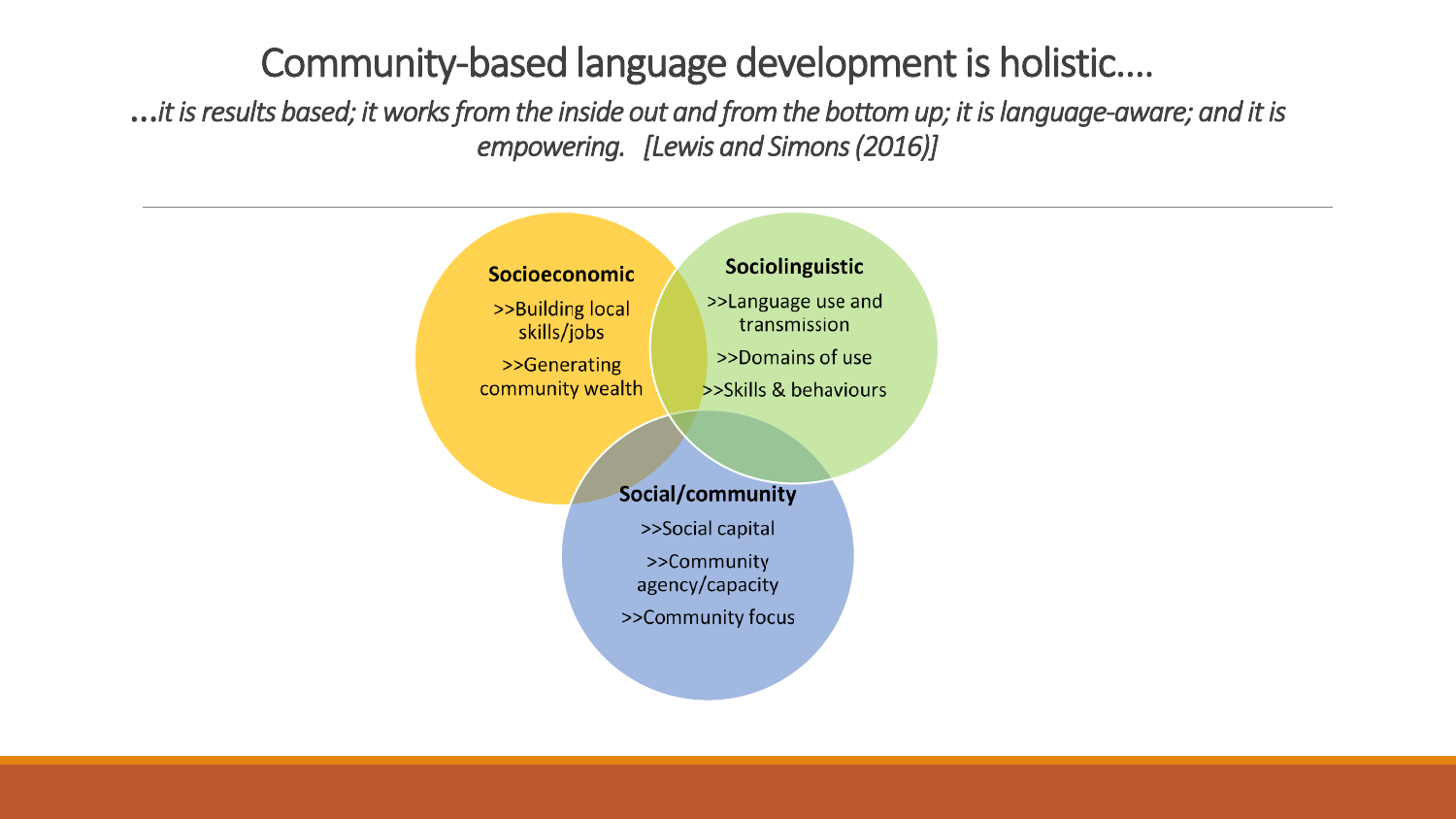# Community-based language development is holistic….

*…it is results based; it works from the inside out and from the bottom up; it is language-aware; and it is empowering. [Lewis and Simons (2016)]*

---

**Socioeconomic**

>>Building local skills/jobs

>>Generating community wealth

**Sociolinguistic**

>>Language use and transmission

>>Domains of use

>>Skills & behaviours

**Social/community**

>>Social capital

>>Community agency/capacity

>>Community focus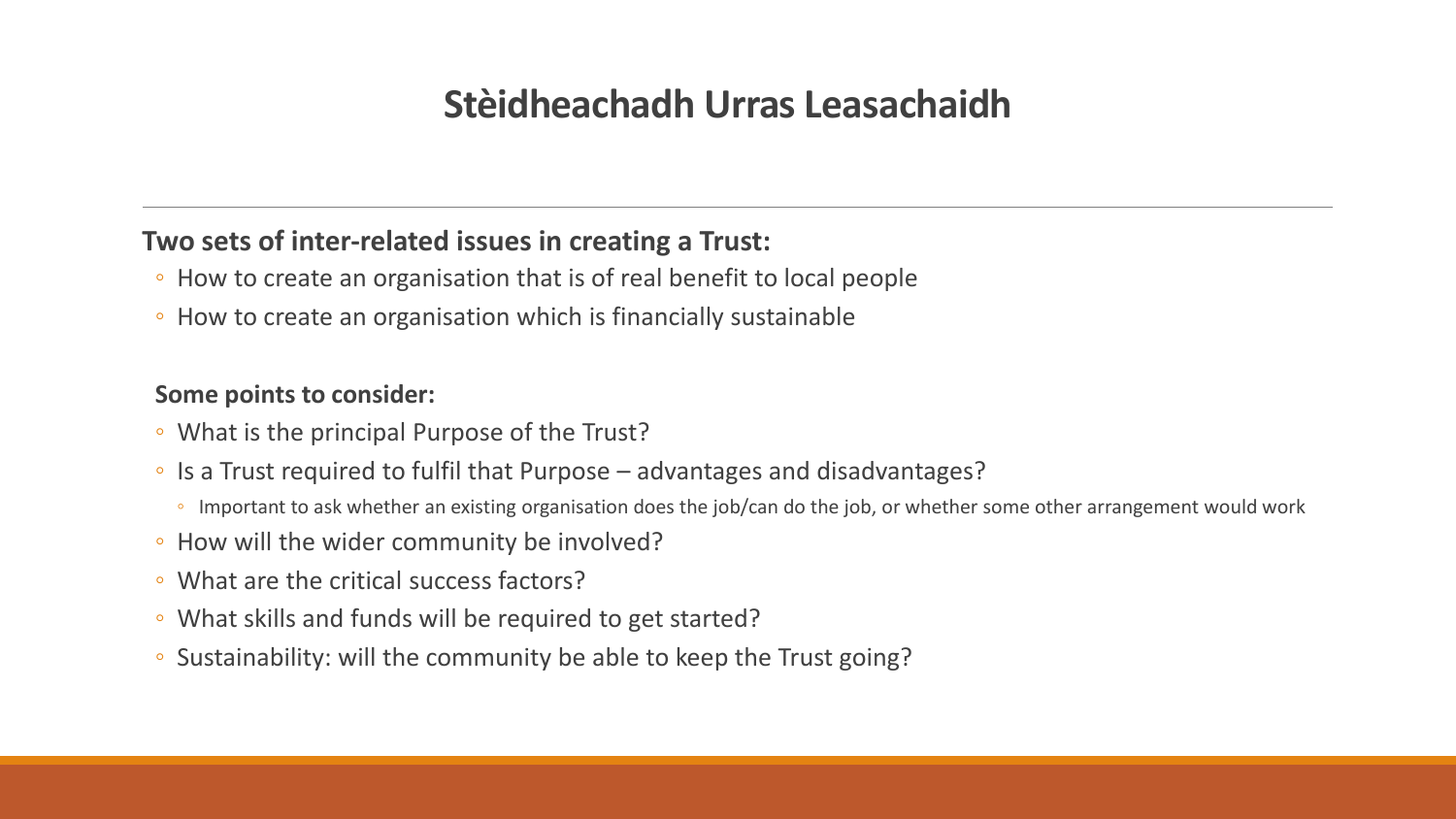# Stèidheachadh Urras Leasachaidh

**Two sets of inter-related issues in creating a Trust:**

- How to create an organisation that is of real benefit to local people
- How to create an organisation which is financially sustainable

**Some points to consider:**

- What is the principal Purpose of the Trust?
- Is a Trust required to fulfil that Purpose – advantages and disadvantages?
  - Important to ask whether an existing organisation does the job/can do the job, or whether some other arrangement would work
- How will the wider community be involved?
- What are the critical success factors?
- What skills and funds will be required to get started?
- Sustainability: will the community be able to keep the Trust going?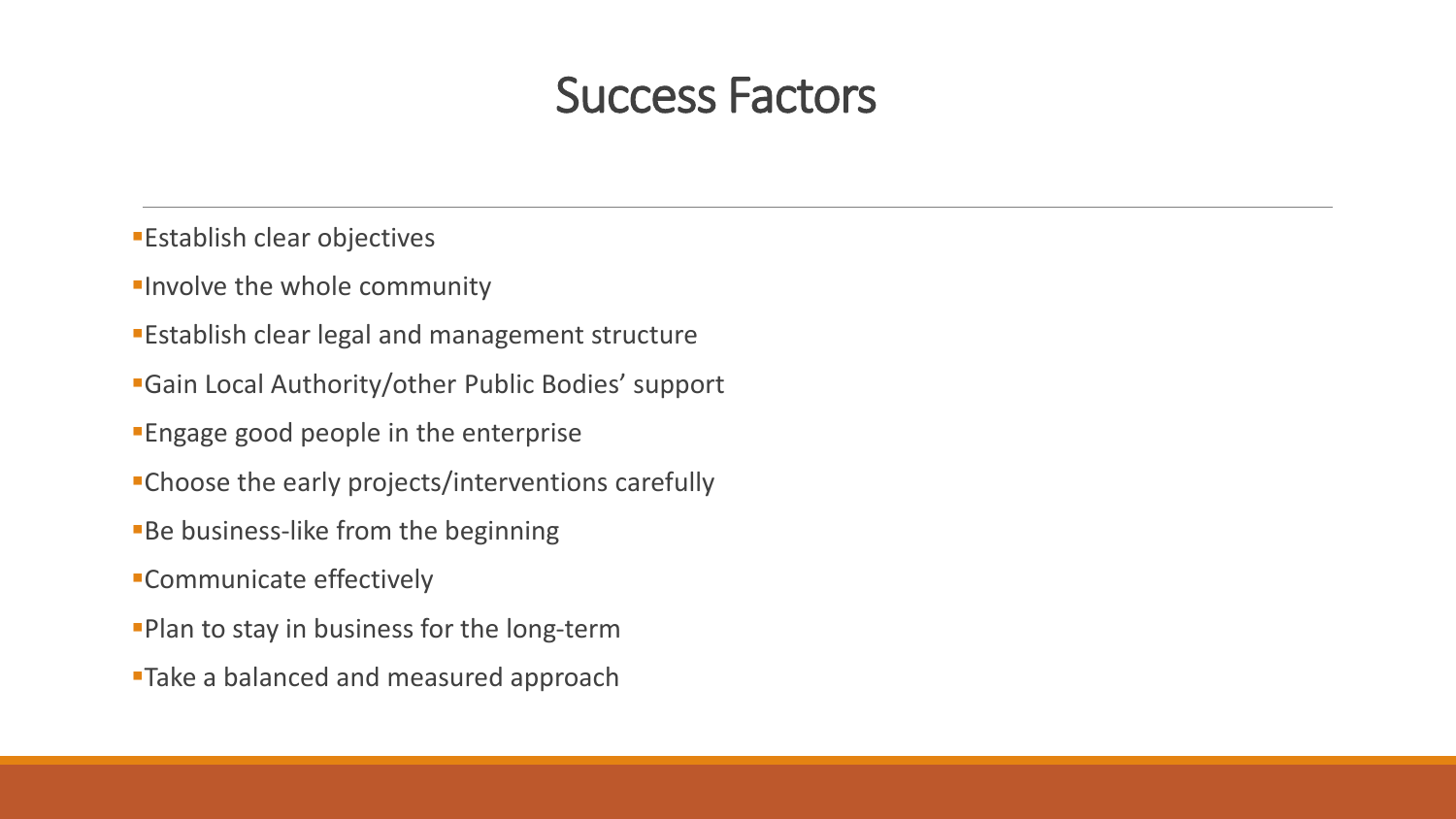# Success Factors

- Establish clear objectives
- Involve the whole community
- Establish clear legal and management structure
- Gain Local Authority/other Public Bodies' support
- Engage good people in the enterprise
- Choose the early projects/interventions carefully
- Be business-like from the beginning
- Communicate effectively
- Plan to stay in business for the long-term
- Take a balanced and measured approach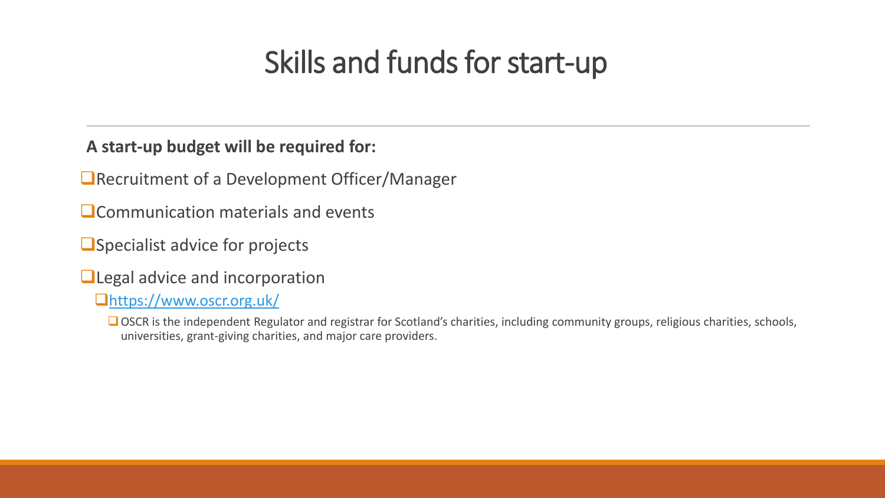# Skills and funds for start-up

**A start-up budget will be required for:**

- Recruitment of a Development Officer/Manager
- Communication materials and events
- Specialist advice for projects
- Legal advice and incorporation
  - https://www.oscr.org.uk/
    - OSCR is the independent Regulator and registrar for Scotland's charities, including community groups, religious charities, schools, universities, grant-giving charities, and major care providers.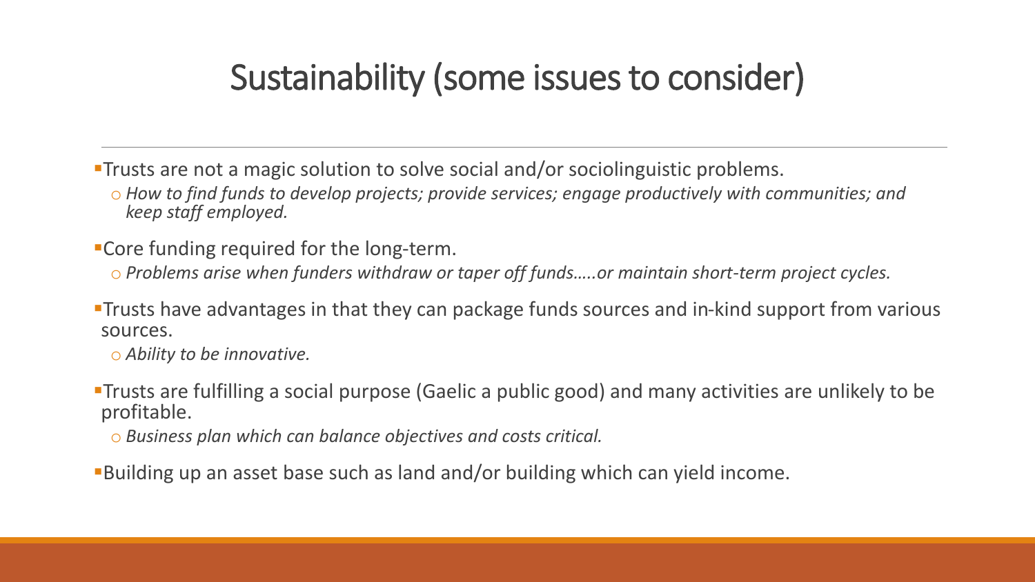# Sustainability (some issues to consider)

- Trusts are not a magic solution to solve social and/or sociolinguistic problems.
  - *How to find funds to develop projects; provide services; engage productively with communities; and keep staff employed.*
- Core funding required for the long-term.
  - *Problems arise when funders withdraw or taper off funds…..or maintain short-term project cycles.*
- Trusts have advantages in that they can package funds sources and in-kind support from various sources.
  - *Ability to be innovative.*
- Trusts are fulfilling a social purpose (Gaelic a public good) and many activities are unlikely to be profitable.
  - *Business plan which can balance objectives and costs critical.*
- Building up an asset base such as land and/or building which can yield income.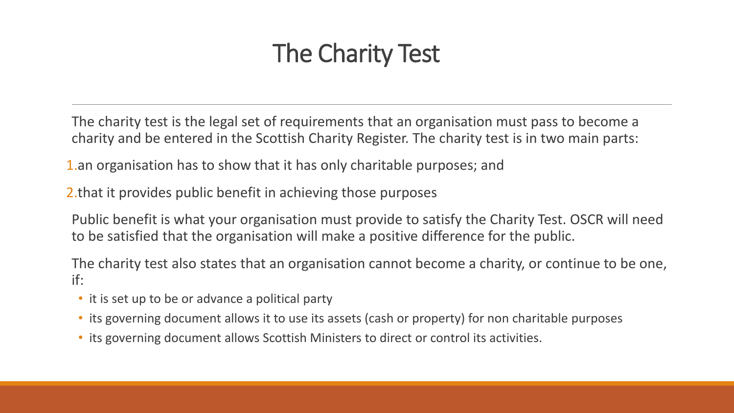# The Charity Test

The charity test is the legal set of requirements that an organisation must pass to become a charity and be entered in the Scottish Charity Register. The charity test is in two main parts:

1. an organisation has to show that it has only charitable purposes; and
2. that it provides public benefit in achieving those purposes

Public benefit is what your organisation must provide to satisfy the Charity Test. OSCR will need to be satisfied that the organisation will make a positive difference for the public.

The charity test also states that an organisation cannot become a charity, or continue to be one, if:

- it is set up to be or advance a political party
- its governing document allows it to use its assets (cash or property) for non charitable purposes
- its governing document allows Scottish Ministers to direct or control its activities.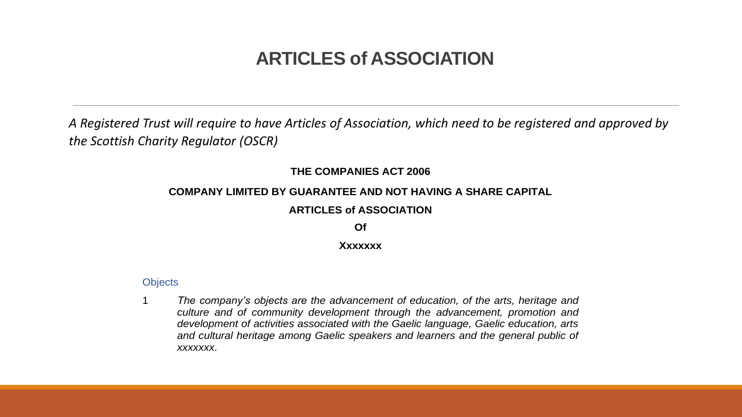# ARTICLES of ASSOCIATION

*A Registered Trust will require to have Articles of Association, which need to be registered and approved by the Scottish Charity Regulator (OSCR)*

**THE COMPANIES ACT 2006**

**COMPANY LIMITED BY GUARANTEE AND NOT HAVING A SHARE CAPITAL**

**ARTICLES of ASSOCIATION**

**Of**

**Xxxxxxx**

## Objects

1 *The company's objects are the advancement of education, of the arts, heritage and culture and of community development through the advancement, promotion and development of activities associated with the Gaelic language, Gaelic education, arts and cultural heritage among Gaelic speakers and learners and the general public of xxxxxxx.*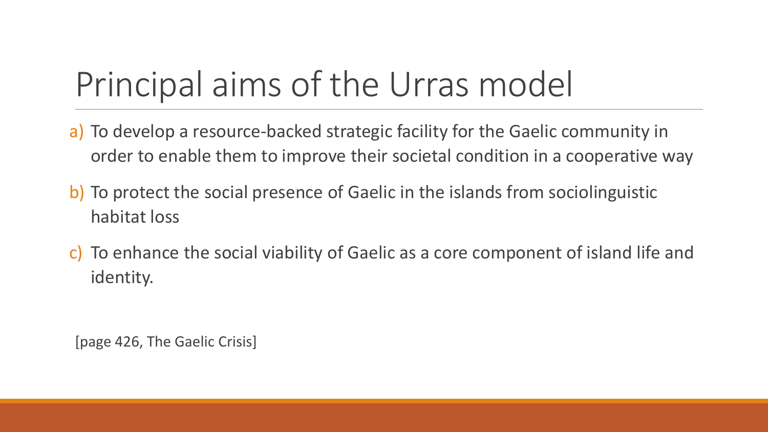# Principal aims of the Urras model

a) To develop a resource-backed strategic facility for the Gaelic community in order to enable them to improve their societal condition in a cooperative way

b) To protect the social presence of Gaelic in the islands from sociolinguistic habitat loss

c) To enhance the social viability of Gaelic as a core component of island life and identity.

[page 426, The Gaelic Crisis]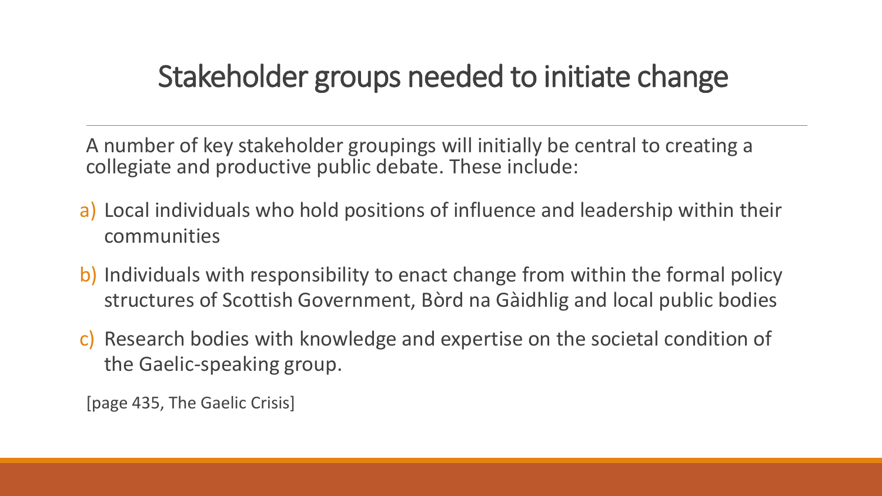# Stakeholder groups needed to initiate change

A number of key stakeholder groupings will initially be central to creating a collegiate and productive public debate. These include:

a) Local individuals who hold positions of influence and leadership within their communities

b) Individuals with responsibility to enact change from within the formal policy structures of Scottish Government, Bòrd na Gàidhlig and local public bodies

c) Research bodies with knowledge and expertise on the societal condition of the Gaelic-speaking group.

[page 435, The Gaelic Crisis]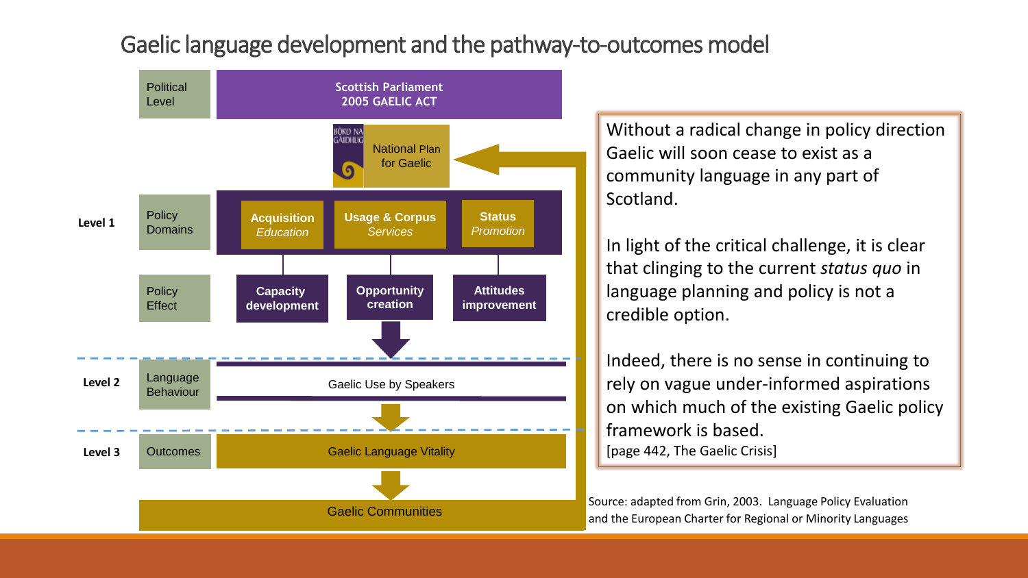# Gaelic language development and the pathway-to-outcomes model

| | | | | |
|---|---|---|---|---|
| | Political Level | Scottish Parliament 2005 GAELIC ACT | | |
| | | BÒRD NA GÀIDHLIG — National Plan for Gaelic | | |
| Level 1 | Policy Domains | **Acquisition** *Education* | **Usage & Corpus** *Services* | **Status** *Promotion* |
| | Policy Effect | **Capacity development** | **Opportunity creation** | **Attitudes improvement** |
| Level 2 | Language Behaviour | Gaelic Use by Speakers | | |
| Level 3 | Outcomes | Gaelic Language Vitality | | |
| | | Gaelic Communities | | |

Without a radical change in policy direction Gaelic will soon cease to exist as a community language in any part of Scotland.

In light of the critical challenge, it is clear that clinging to the current *status quo* in language planning and policy is not a credible option.

Indeed, there is no sense in continuing to rely on vague under-informed aspirations on which much of the existing Gaelic policy framework is based.
[page 442, The Gaelic Crisis]

Source: adapted from Grin, 2003. Language Policy Evaluation and the European Charter for Regional or Minority Languages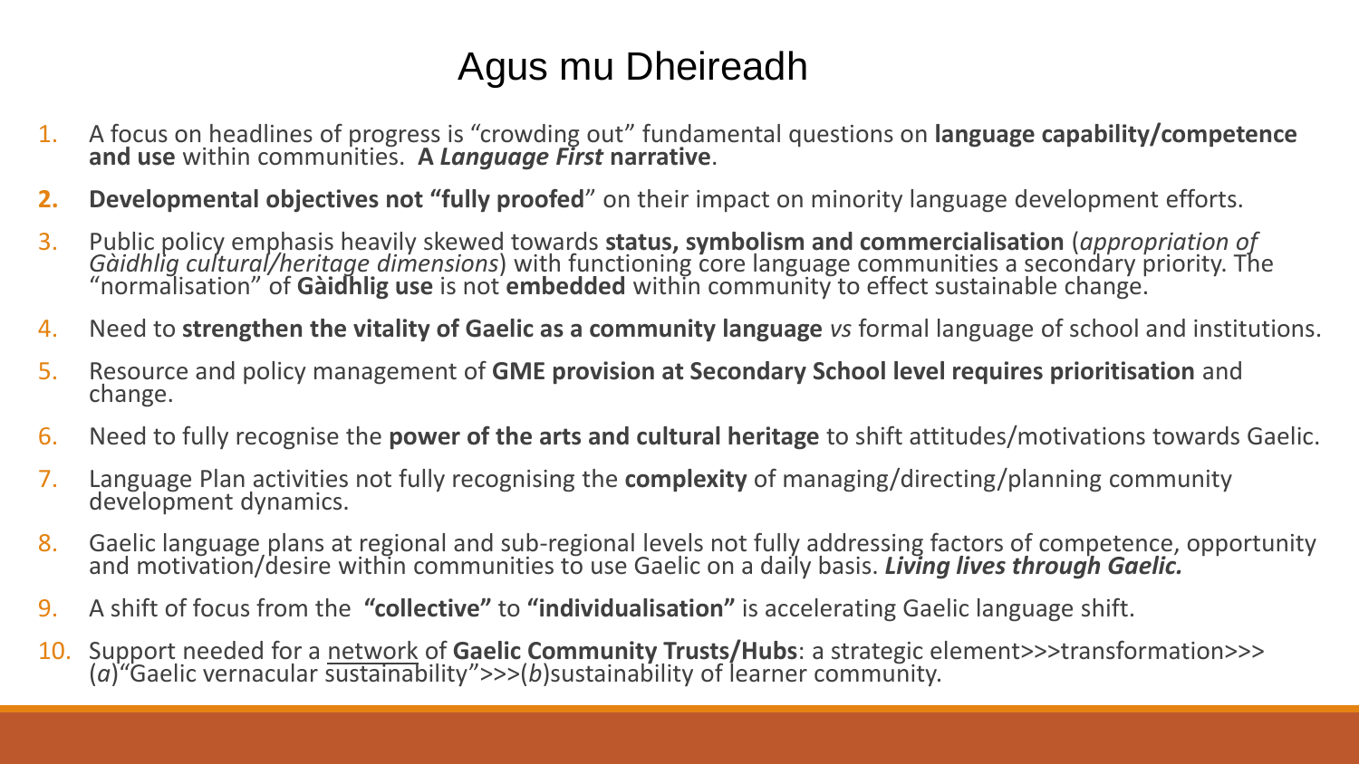# Agus mu Dheireadh

1. A focus on headlines of progress is "crowding out" fundamental questions on **language capability/competence and use** within communities. **A *Language First* narrative**.
2. **Developmental objectives not "fully proofed**" on their impact on minority language development efforts.
3. Public policy emphasis heavily skewed towards **status, symbolism and commercialisation** (*appropriation of Gàidhlig cultural/heritage dimensions*) with functioning core language communities a secondary priority. The "normalisation" of **Gàidhlig use** is not **embedded** within community to effect sustainable change.
4. Need to **strengthen the vitality of Gaelic as a community language** *vs* formal language of school and institutions.
5. Resource and policy management of **GME provision at Secondary School level requires prioritisation** and change.
6. Need to fully recognise the **power of the arts and cultural heritage** to shift attitudes/motivations towards Gaelic.
7. Language Plan activities not fully recognising the **complexity** of managing/directing/planning community development dynamics.
8. Gaelic language plans at regional and sub-regional levels not fully addressing factors of competence, opportunity and motivation/desire within communities to use Gaelic on a daily basis. ***Living lives through Gaelic.***
9. A shift of focus from the **"collective"** to **"individualisation"** is accelerating Gaelic language shift.
10. Support needed for a network of **Gaelic Community Trusts/Hubs**: a strategic element>>>transformation>>> (*a*)"Gaelic vernacular sustainability">>>(*b*)sustainability of learner community.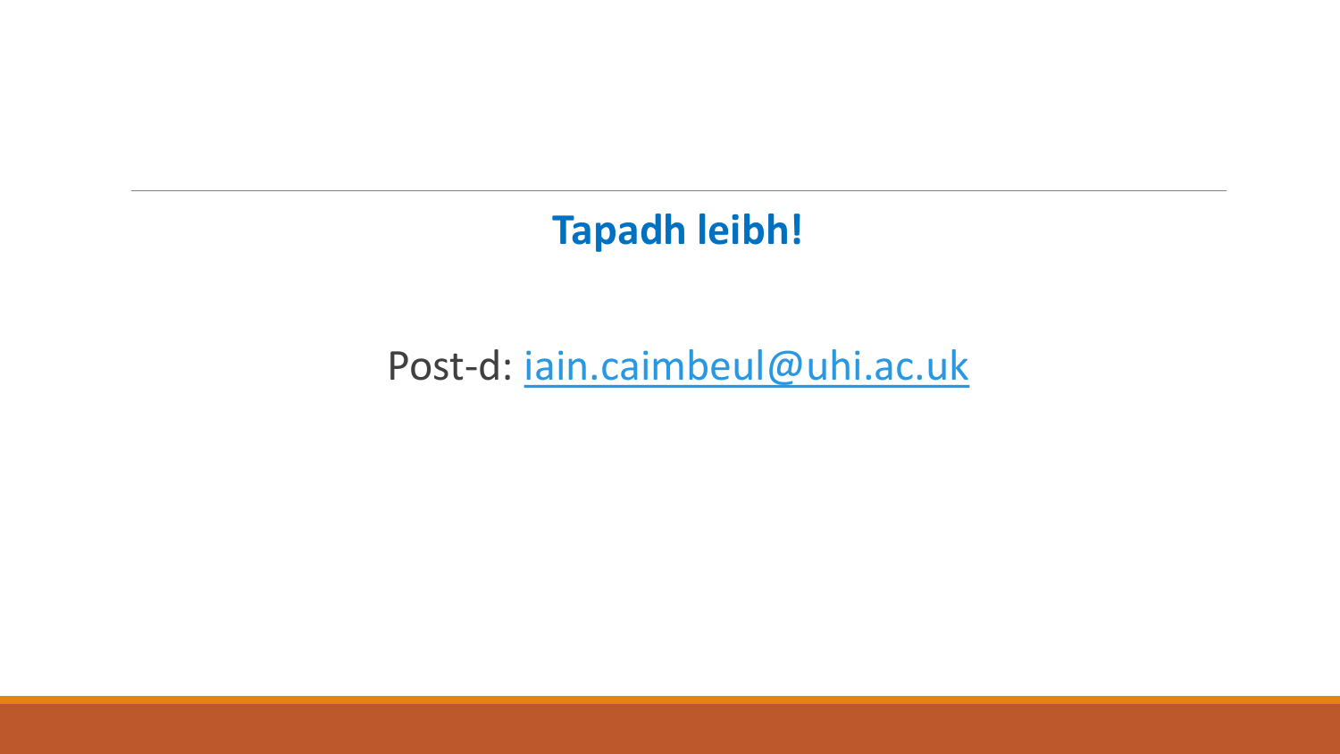**Tapadh leibh!**

Post-d: [iain.caimbeul@uhi.ac.uk](mailto:iain.caimbeul@uhi.ac.uk)